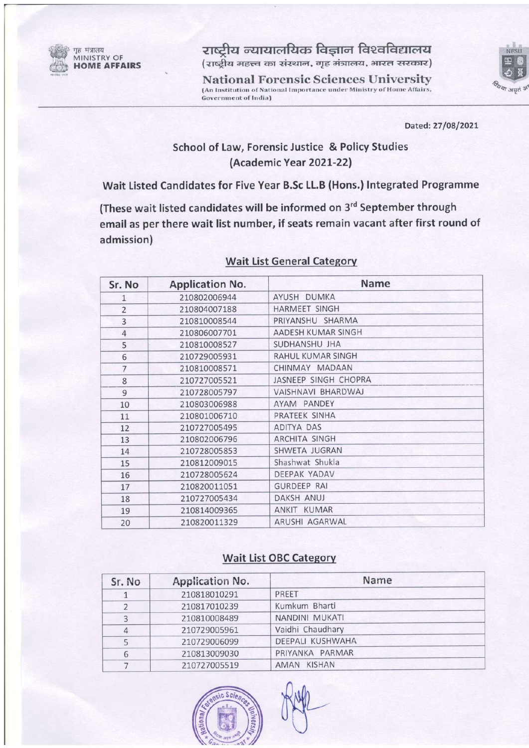गृह मंत्रालय
MINISTRY OF
**HOME AFFAIRS**

# राष्ट्रीय न्यायालयिक विज्ञान विश्वविद्यालय

(राष्ट्रीय महत्त्व का संस्थान, गृह मंत्रालय, भारत सरकार)

# National Forensic Sciences University

(An Institution of National Importance under Ministry of Home Affairs, Government of India)

Dated: 27/08/2021

## School of Law, Forensic Justice & Policy Studies
## (Academic Year 2021-22)

### Wait Listed Candidates for Five Year B.Sc LL.B (Hons.) Integrated Programme

**(These wait listed candidates will be informed on 3rd September through email as per there wait list number, if seats remain vacant after first round of admission)**

### Wait List General Category

| Sr. No | Application No. | Name |
|---|---|---|
| 1 | 210802006944 | AYUSH DUMKA |
| 2 | 210804007188 | HARMEET SINGH |
| 3 | 210810008544 | PRIYANSHU SHARMA |
| 4 | 210806007701 | AADESH KUMAR SINGH |
| 5 | 210810008527 | SUDHANSHU JHA |
| 6 | 210729005931 | RAHUL KUMAR SINGH |
| 7 | 210810008571 | CHINMAY MADAAN |
| 8 | 210727005521 | JASNEEP SINGH CHOPRA |
| 9 | 210728005797 | VAISHNAVI BHARDWAJ |
| 10 | 210803006988 | AYAM PANDEY |
| 11 | 210801006710 | PRATEEK SINHA |
| 12 | 210727005495 | ADITYA DAS |
| 13 | 210802006796 | ARCHITA SINGH |
| 14 | 210728005853 | SHWETA JUGRAN |
| 15 | 210812009015 | Shashwat Shukla |
| 16 | 210728005624 | DEEPAK YADAV |
| 17 | 210820011051 | GURDEEP RAI |
| 18 | 210727005434 | DAKSH ANUJ |
| 19 | 210814009365 | ANKIT KUMAR |
| 20 | 210820011329 | ARUSHI AGARWAL |

### Wait List OBC Category

| Sr. No | Application No. | Name |
|---|---|---|
| 1 | 210818010291 | PREET |
| 2 | 210817010239 | Kumkum Bharti |
| 3 | 210810008489 | NANDINI MUKATI |
| 4 | 210729005961 | Vaidhi Chaudhary |
| 5 | 210729006099 | DEEPALI KUSHWAHA |
| 6 | 210813009030 | PRIYANKA PARMAR |
| 7 | 210727005519 | AMAN KISHAN |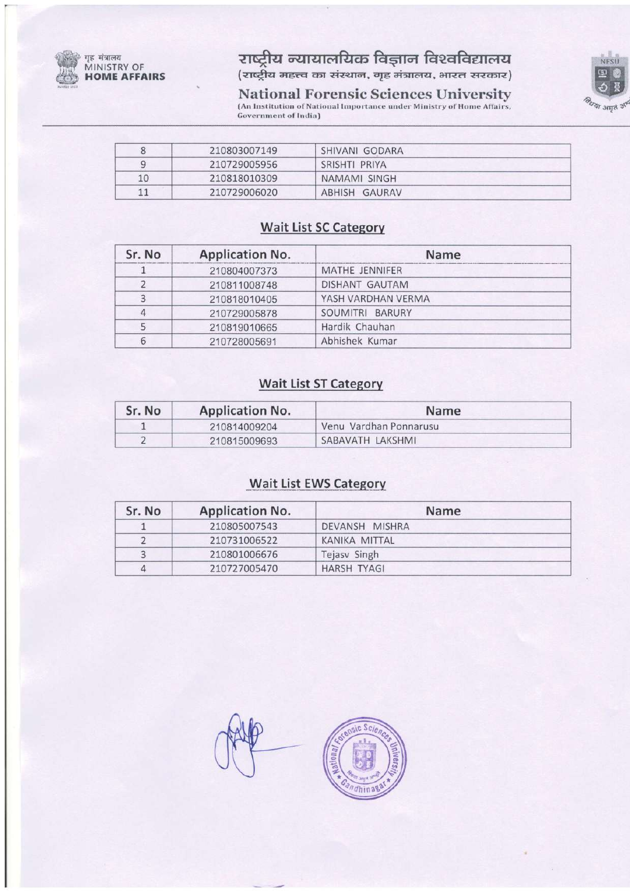| | | |
|---|---|---|
| 8 | 210803007149 | SHIVANI GODARA |
| 9 | 210729005956 | SRISHTI PRIYA |
| 10 | 210818010309 | NAMAMI SINGH |
| 11 | 210729006020 | ABHISH GAURAV |

## Wait List SC Category

| Sr. No | Application No. | Name |
|---|---|---|
| 1 | 210804007373 | MATHE JENNIFER |
| 2 | 210811008748 | DISHANT GAUTAM |
| 3 | 210818010405 | YASH VARDHAN VERMA |
| 4 | 210729005878 | SOUMITRI BARURY |
| 5 | 210819010665 | Hardik Chauhan |
| 6 | 210728005691 | Abhishek Kumar |

## Wait List ST Category

| Sr. No | Application No. | Name |
|---|---|---|
| 1 | 210814009204 | Venu Vardhan Ponnarusu |
| 2 | 210815009693 | SABAVATH LAKSHMI |

## Wait List EWS Category

| Sr. No | Application No. | Name |
|---|---|---|
| 1 | 210805007543 | DEVANSH MISHRA |
| 2 | 210731006522 | KANIKA MITTAL |
| 3 | 210801006676 | Tejasv Singh |
| 4 | 210727005470 | HARSH TYAGI |